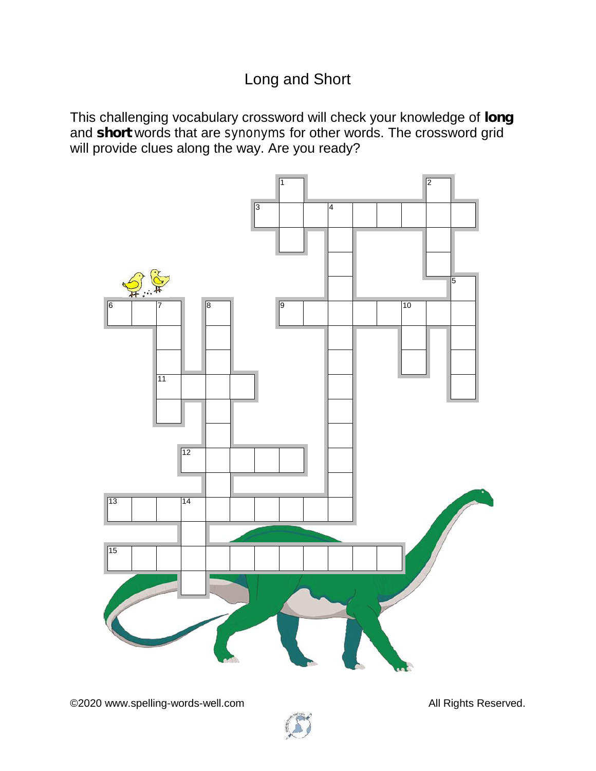# Long and Short

This challenging vocabulary crossword will check your knowledge of **long** and **short** words that are synonyms for other words. The crossword grid will provide clues along the way. Are you ready?

©2020 www.spelling-words-well.com All Rights Reserved.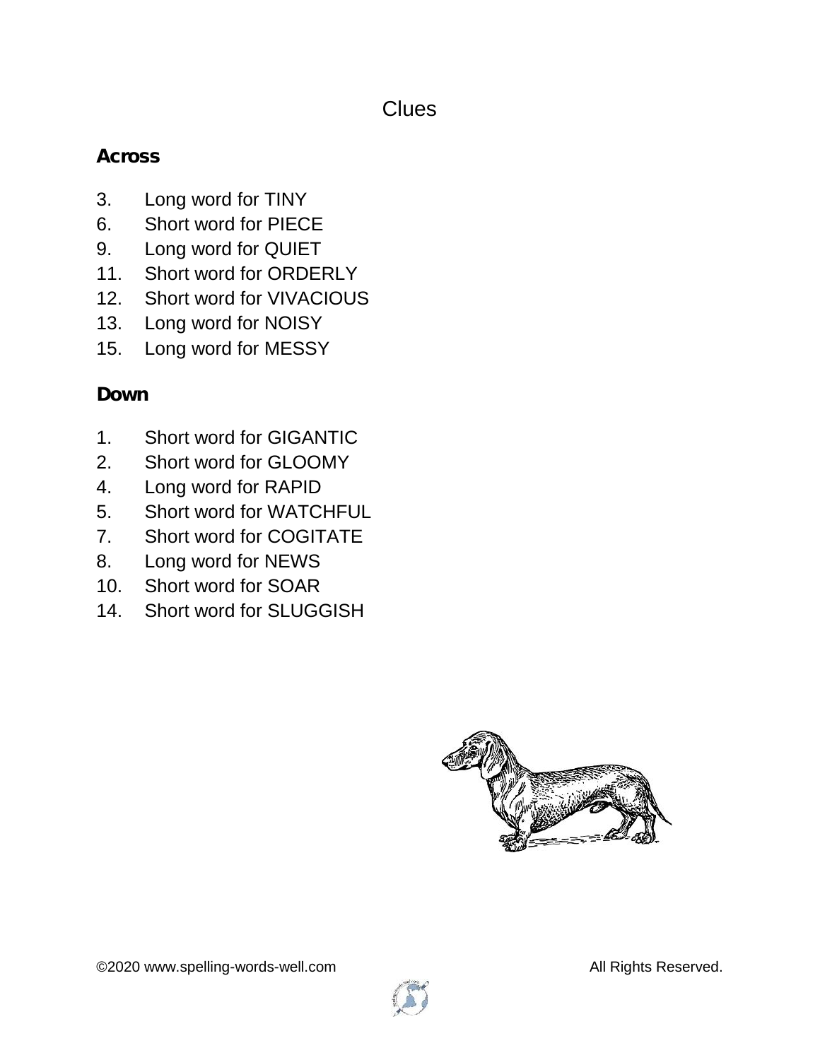# Clues

**Across**

3. Long word for TINY
6. Short word for PIECE
9. Long word for QUIET
11. Short word for ORDERLY
12. Short word for VIVACIOUS
13. Long word for NOISY
15. Long word for MESSY

**Down**

1. Short word for GIGANTIC
2. Short word for GLOOMY
4. Long word for RAPID
5. Short word for WATCHFUL
7. Short word for COGITATE
8. Long word for NEWS
10. Short word for SOAR
14. Short word for SLUGGISH

©2020 www.spelling-words-well.com All Rights Reserved.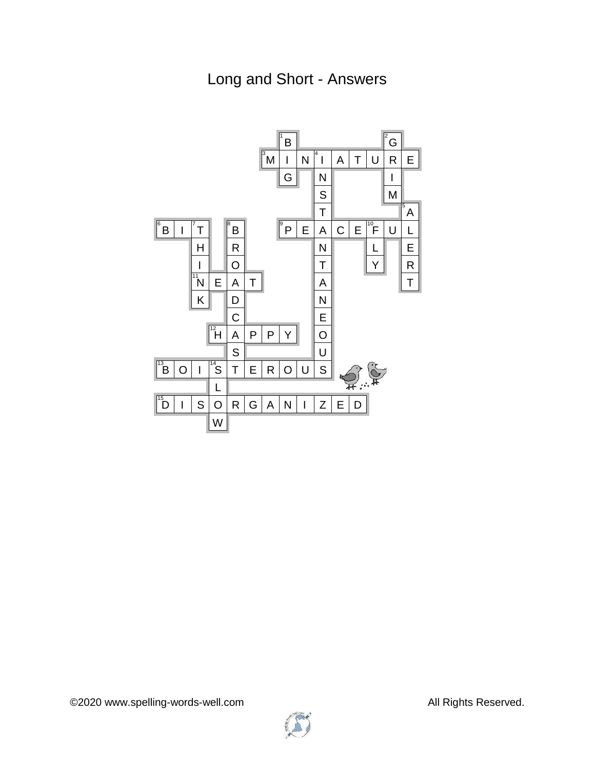# Long and Short - Answers

| | | | | | | | | | | | | | | |
|---|---|---|---|---|---|---|---|---|---|---|---|---|---|---|
| | | | | | | | 1 B | | | | | | 2 G | |
| | | | | | | 3 M | I | N | 4 I | A | T | U | R | E |
| | | | | | | | G | | N | | | | I | |
| | | | | | | | | | S | | | | M | |
| | | | | | | | | | T | | | | | 5 A |
| 6 B | I | 7 T | | 8 B | | | 9 P | E | A | C | E | 10 F | U | L |
| | | H | | R | | | | | N | | | L | | E |
| | | I | | O | | | | | T | | | Y | | R |
| | | 11 N | E | A | T | | | | A | | | | | T |
| | | K | | D | | | | | N | | | | | |
| | | | | C | | | | | E | | | | | |
| | | | 12 H | A | P | P | Y | | O | | | | | |
| | | | | S | | | | | U | | | | | |
| 13 B | O | I | 14 S | T | E | R | O | U | S | | | | | |
| | | | L | | | | | | | | | | | |
| 15 D | I | S | O | R | G | A | N | I | Z | E | D | | | |
| | | | W | | | | | | | | | | | |

©2020 www.spelling-words-well.com All Rights Reserved.